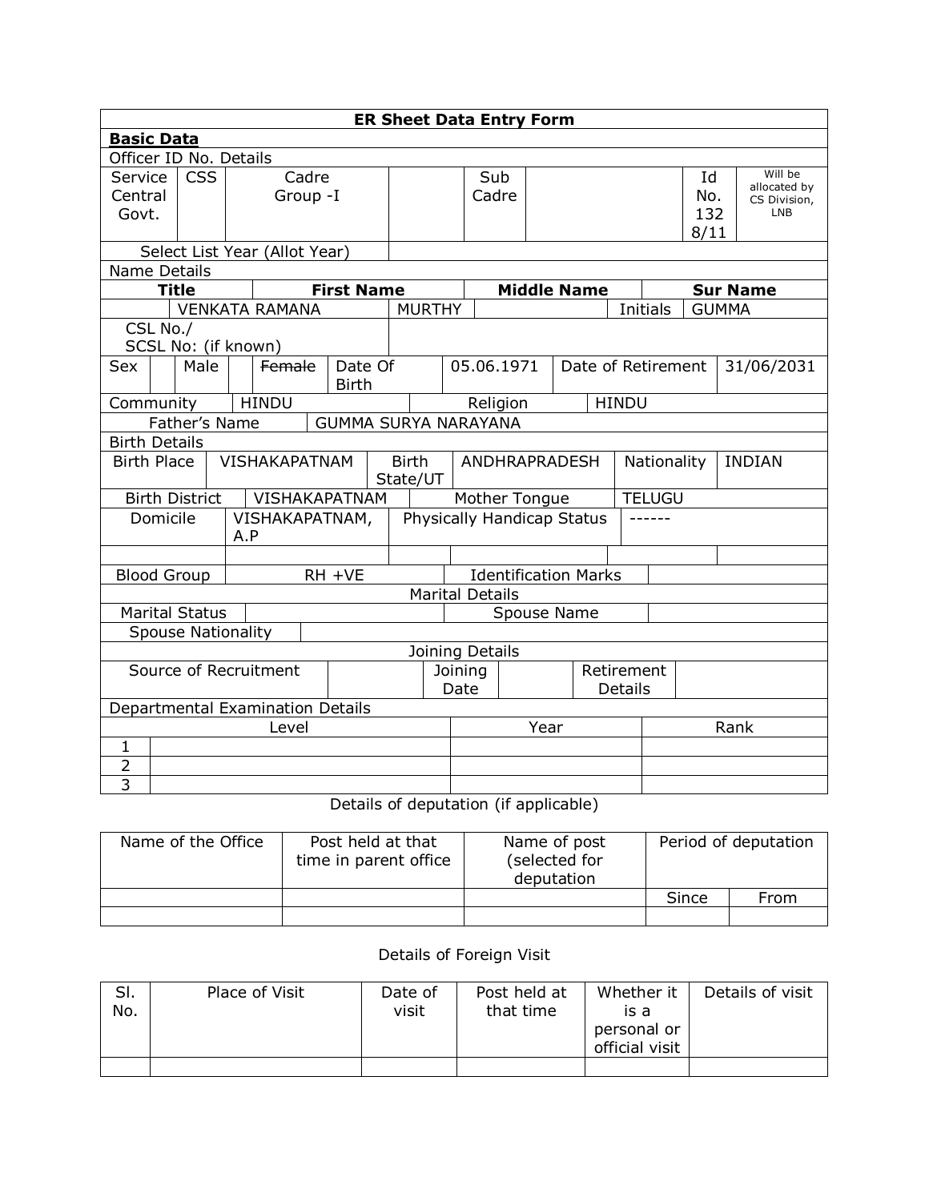# ER Sheet Data Entry Form

## Basic Data

Officer ID No. Details

| Service Central Govt. | CSS | Cadre Group -I | | Sub Cadre | | Id No. 1328/11 | Will be allocated by CS Division, LNB |
|---|---|---|---|---|---|---|---|

| Select List Year (Allot Year) | |
|---|---|

Name Details

| Title | First Name | Middle Name | | Sur Name |
|---|---|---|---|---|
| | VENKATA RAMANA | MURTHY | Initials | GUMMA |

| CSL No./ SCSL No: (if known) | |
|---|---|

| Sex | | Male | | ~~Female~~ | Date Of Birth | 05.06.1971 | Date of Retirement | 31/06/2031 |
|---|---|---|---|---|---|---|---|---|

| Community | HINDU | Religion | HINDU |
|---|---|---|---|

| Father's Name | GUMMA SURYA NARAYANA |
|---|---|

Birth Details

| Birth Place | VISHAKAPATNAM | Birth State/UT | ANDHRAPRADESH | Nationality | INDIAN |
|---|---|---|---|---|---|
| Birth District | VISHAKAPATNAM | Mother Tongue | TELUGU | | |
| Domicile | VISHAKAPATNAM, A.P | Physically Handicap Status | ------ | | |

| Blood Group | RH +VE | Identification Marks | |
|---|---|---|---|

Marital Details

| Marital Status | | Spouse Name | |
|---|---|---|---|

| Spouse Nationality | |
|---|---|

Joining Details

| Source of Recruitment | | Joining Date | | Retirement Details | |
|---|---|---|---|---|---|

Departmental Examination Details

| | Level | Year | Rank |
|---|---|---|---|
| 1 | | | |
| 2 | | | |
| 3 | | | |

Details of deputation (if applicable)

| Name of the Office | Post held at that time in parent office | Name of post (selected for deputation) | Period of deputation | |
|---|---|---|---|---|
| | | | Since | From |
| | | | | |

Details of Foreign Visit

| Sl. No. | Place of Visit | Date of visit | Post held at that time | Whether it is a personal or official visit | Details of visit |
|---|---|---|---|---|---|
| | | | | | |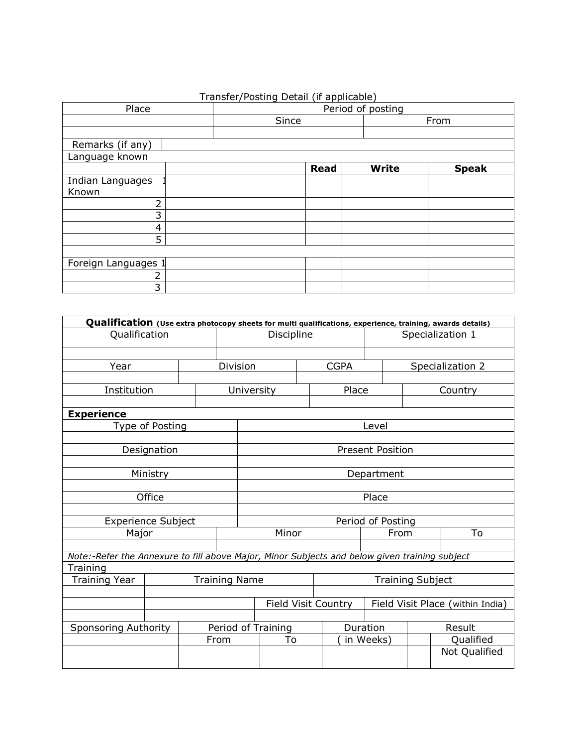Transfer/Posting Detail (if applicable)

| Place | Period of posting | |
|---|---|---|
| | Since | From |
| | | |
| Remarks (if any) | | |

Language known

| | | Read | Write | Speak |
|---|---|---|---|---|
| Indian Languages Known 1 | | | | |
| 2 | | | | |
| 3 | | | | |
| 4 | | | | |
| 5 | | | | |
| | | | | |
| Foreign Languages 1 | | | | |
| 2 | | | | |
| 3 | | | | |

**Qualification** **(Use extra photocopy sheets for multi qualifications, experience, training, awards details)**

| Qualification | Discipline | Specialization 1 |
|---|---|---|
| | | |

| Year | Division | CGPA | Specialization 2 |
|---|---|---|---|
| | | | |

| Institution | University | Place | Country |
|---|---|---|---|
| | | | |

**Experience**

| Type of Posting | Level |
|---|---|
| | |
| Designation | Present Position |
| | |
| Ministry | Department |
| | |
| Office | Place |
| | |
| Experience Subject | Period of Posting |

| Major | Minor | From | To |
|---|---|---|---|
| | | | |

*Note:-Refer the Annexure to fill above Major, Minor Subjects and below given training subject*

Training

| Training Year | Training Name | | Training Subject |
|---|---|---|---|
| | | | |
| | | Field Visit Country | Field Visit Place (within India) |
| | | | |

| Sponsoring Authority | Period of Training | | Duration | Result | |
|---|---|---|---|---|---|
| | From | To | ( in Weeks) | | Qualified |
| | | | | | Not Qualified |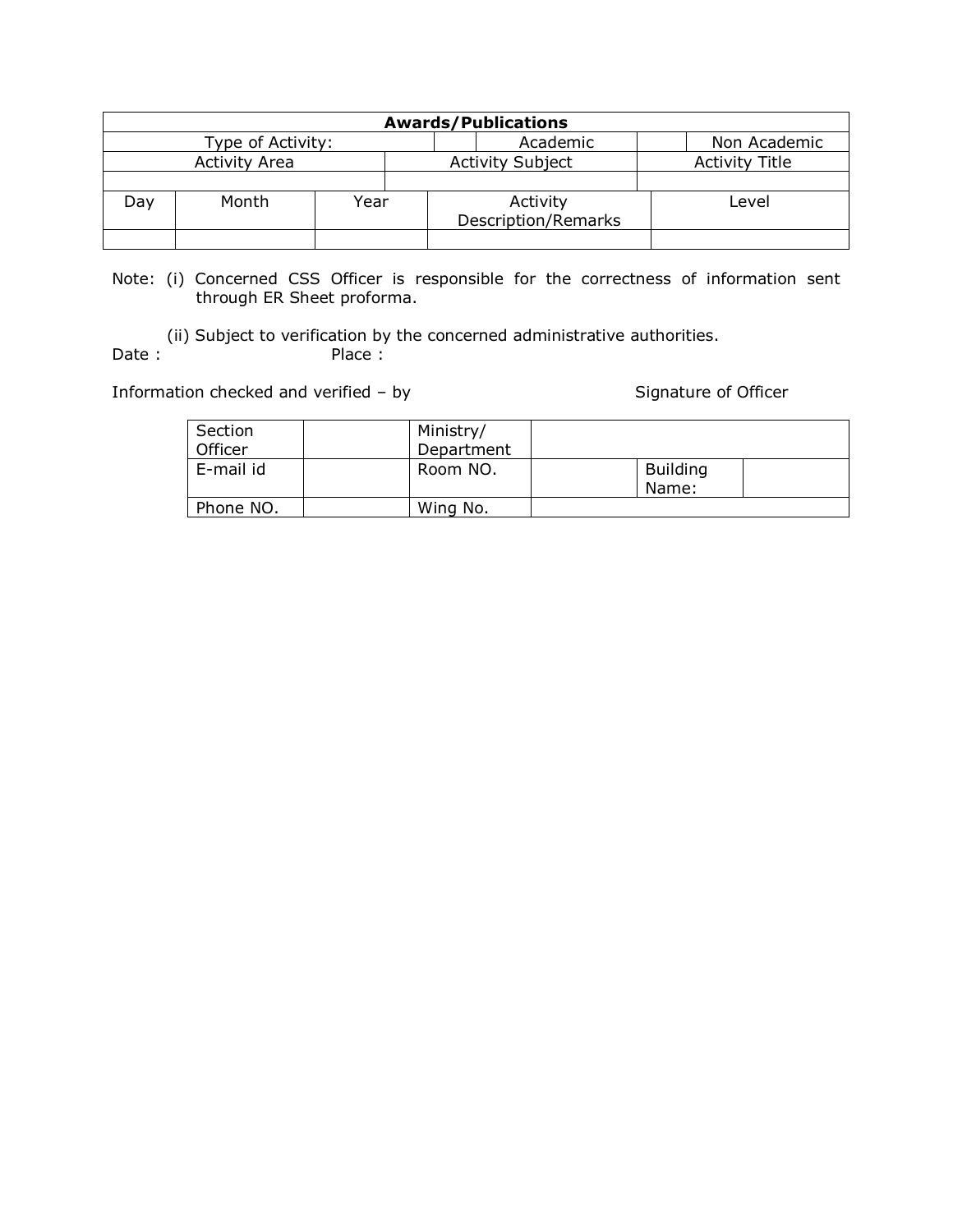| Awards/Publications | | | | | |
|---|---|---|---|---|---|
| Type of Activity: | | | Academic | | Non Academic |
| Activity Area | | Activity Subject | | Activity Title | |
| | | | | | |
| Day | Month | Year | Activity Description/Remarks | Level | |
| | | | | | |

Note: (i) Concerned CSS Officer is responsible for the correctness of information sent through ER Sheet proforma.

(ii) Subject to verification by the concerned administrative authorities.

Date : Place :

Information checked and verified – by Signature of Officer

| | | | | | |
|---|---|---|---|---|---|
| Section Officer | | Ministry/ Department | | | |
| E-mail id | | Room NO. | | Building Name: | |
| Phone NO. | | Wing No. | | | |